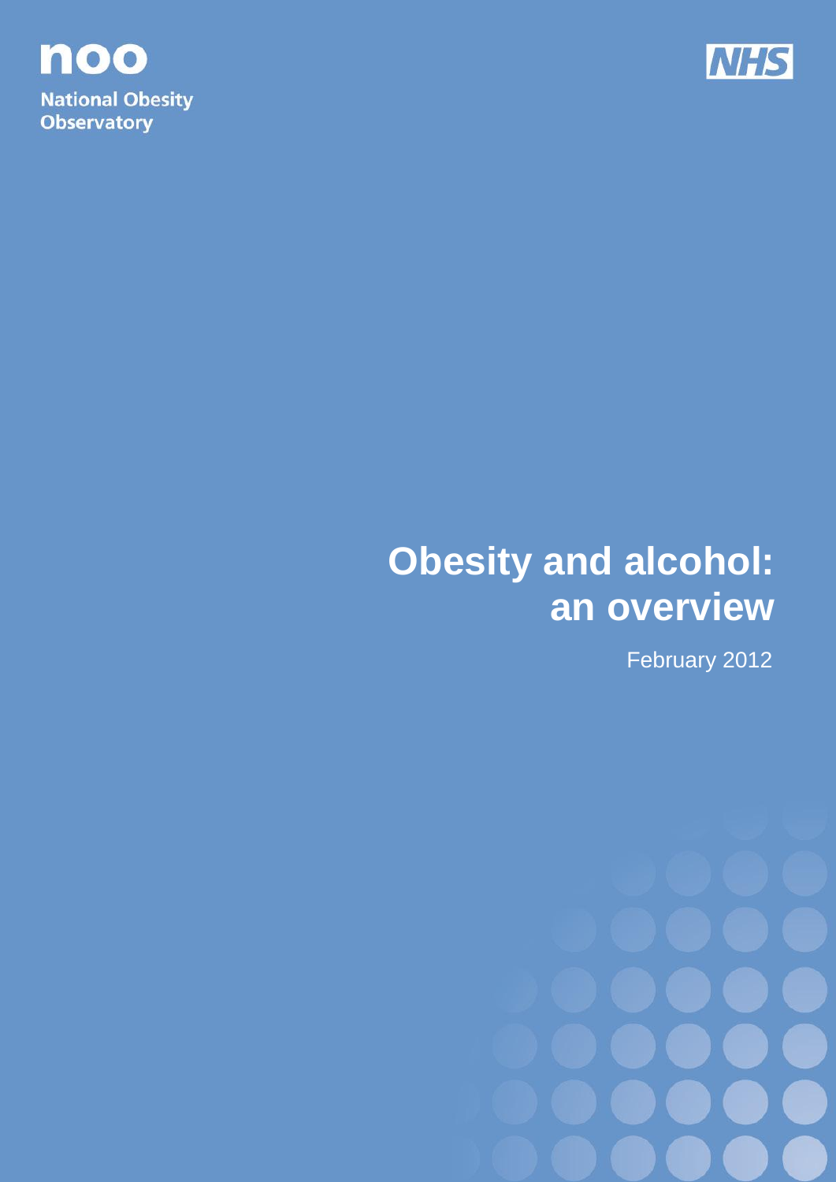noo

National Obesity Observatory

NHS

# Obesity and alcohol: an overview

February 2012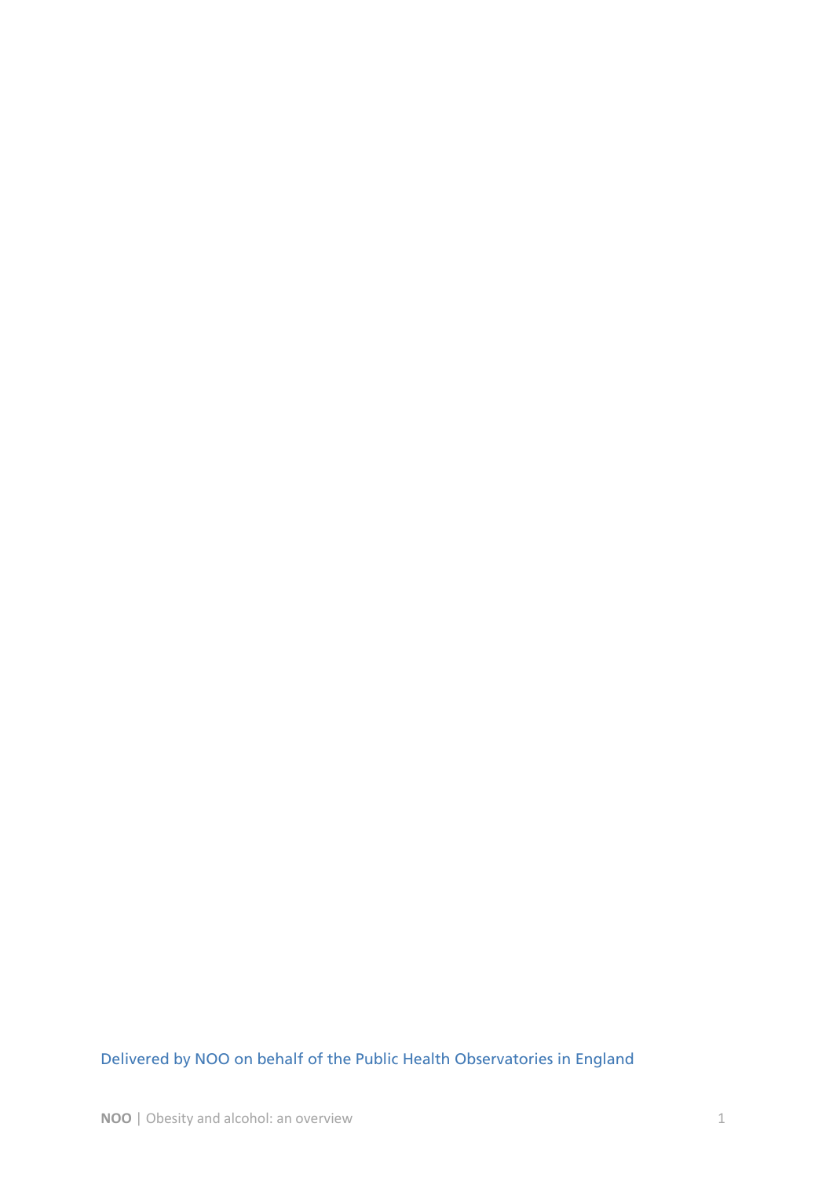Delivered by NOO on behalf of the Public Health Observatories in England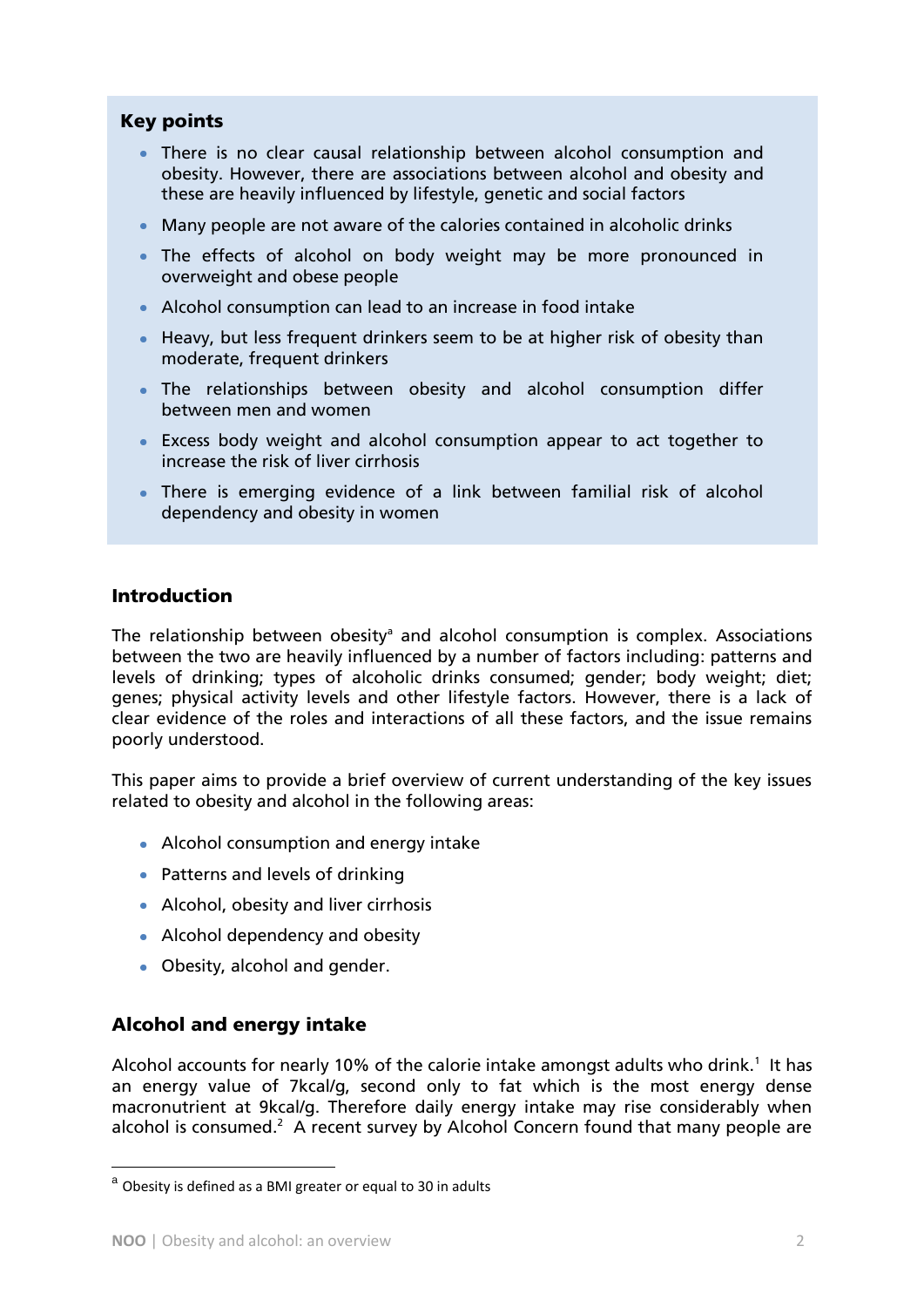## Key points

- There is no clear causal relationship between alcohol consumption and obesity. However, there are associations between alcohol and obesity and these are heavily influenced by lifestyle, genetic and social factors
- Many people are not aware of the calories contained in alcoholic drinks
- The effects of alcohol on body weight may be more pronounced in overweight and obese people
- Alcohol consumption can lead to an increase in food intake
- Heavy, but less frequent drinkers seem to be at higher risk of obesity than moderate, frequent drinkers
- The relationships between obesity and alcohol consumption differ between men and women
- Excess body weight and alcohol consumption appear to act together to increase the risk of liver cirrhosis
- There is emerging evidence of a link between familial risk of alcohol dependency and obesity in women

## Introduction

The relationship between obesity[a] and alcohol consumption is complex. Associations between the two are heavily influenced by a number of factors including: patterns and levels of drinking; types of alcoholic drinks consumed; gender; body weight; diet; genes; physical activity levels and other lifestyle factors. However, there is a lack of clear evidence of the roles and interactions of all these factors, and the issue remains poorly understood.

This paper aims to provide a brief overview of current understanding of the key issues related to obesity and alcohol in the following areas:

- Alcohol consumption and energy intake
- Patterns and levels of drinking
- Alcohol, obesity and liver cirrhosis
- Alcohol dependency and obesity
- Obesity, alcohol and gender.

## Alcohol and energy intake

Alcohol accounts for nearly 10% of the calorie intake amongst adults who drink.[1] It has an energy value of 7kcal/g, second only to fat which is the most energy dense macronutrient at 9kcal/g. Therefore daily energy intake may rise considerably when alcohol is consumed.[2] A recent survey by Alcohol Concern found that many people are

[a] Obesity is defined as a BMI greater or equal to 30 in adults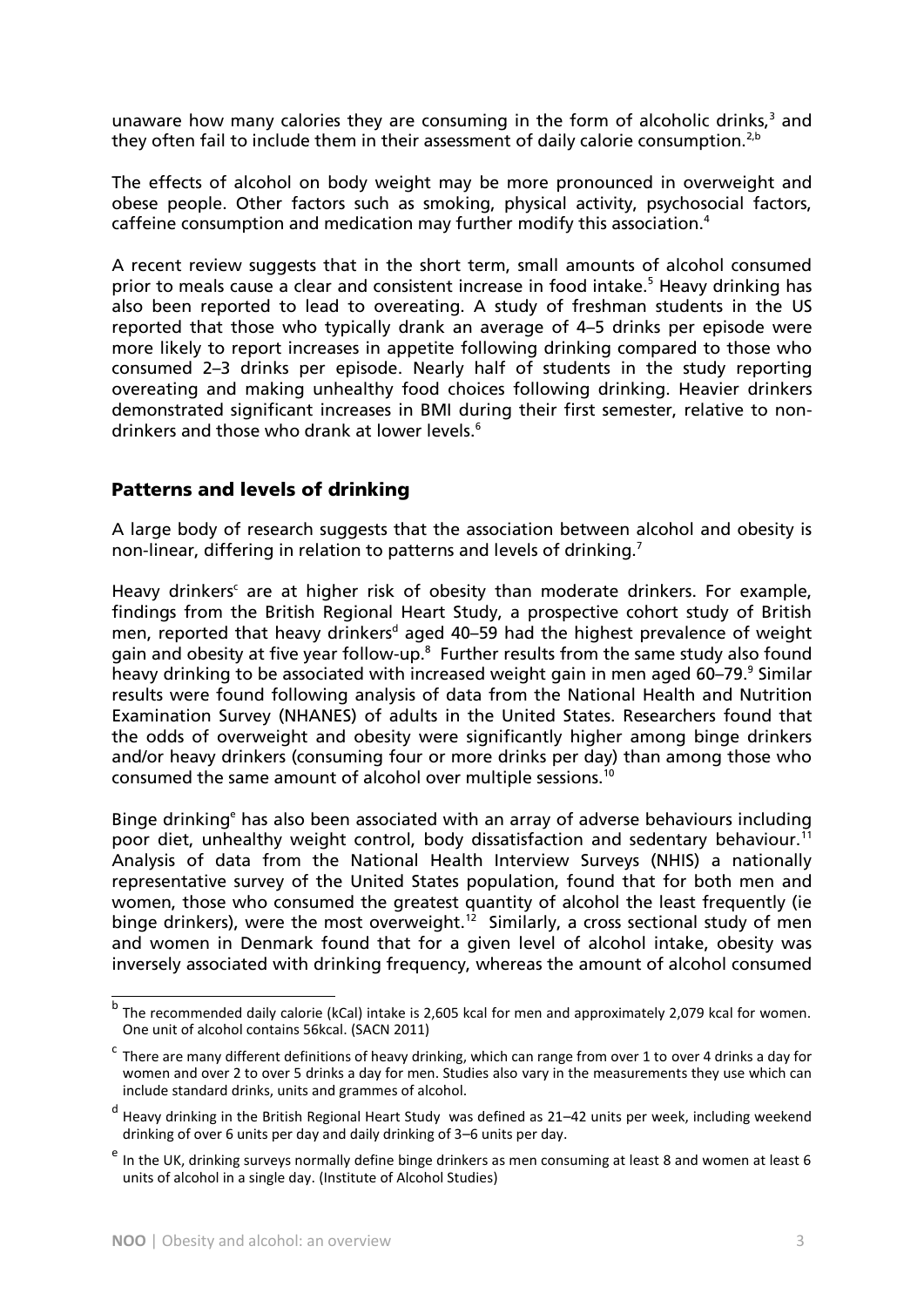unaware how many calories they are consuming in the form of alcoholic drinks,[3] and they often fail to include them in their assessment of daily calorie consumption.[2,b]

The effects of alcohol on body weight may be more pronounced in overweight and obese people. Other factors such as smoking, physical activity, psychosocial factors, caffeine consumption and medication may further modify this association.[4]

A recent review suggests that in the short term, small amounts of alcohol consumed prior to meals cause a clear and consistent increase in food intake.[5] Heavy drinking has also been reported to lead to overeating. A study of freshman students in the US reported that those who typically drank an average of 4–5 drinks per episode were more likely to report increases in appetite following drinking compared to those who consumed 2–3 drinks per episode. Nearly half of students in the study reporting overeating and making unhealthy food choices following drinking. Heavier drinkers demonstrated significant increases in BMI during their first semester, relative to non-drinkers and those who drank at lower levels.[6]

## Patterns and levels of drinking

A large body of research suggests that the association between alcohol and obesity is non-linear, differing in relation to patterns and levels of drinking.[7]

Heavy drinkers[c] are at higher risk of obesity than moderate drinkers. For example, findings from the British Regional Heart Study, a prospective cohort study of British men, reported that heavy drinkers[d] aged 40–59 had the highest prevalence of weight gain and obesity at five year follow-up.[8] Further results from the same study also found heavy drinking to be associated with increased weight gain in men aged 60–79.[9] Similar results were found following analysis of data from the National Health and Nutrition Examination Survey (NHANES) of adults in the United States. Researchers found that the odds of overweight and obesity were significantly higher among binge drinkers and/or heavy drinkers (consuming four or more drinks per day) than among those who consumed the same amount of alcohol over multiple sessions.[10]

Binge drinking[e] has also been associated with an array of adverse behaviours including poor diet, unhealthy weight control, body dissatisfaction and sedentary behaviour.[11] Analysis of data from the National Health Interview Surveys (NHIS) a nationally representative survey of the United States population, found that for both men and women, those who consumed the greatest quantity of alcohol the least frequently (ie binge drinkers), were the most overweight.[12] Similarly, a cross sectional study of men and women in Denmark found that for a given level of alcohol intake, obesity was inversely associated with drinking frequency, whereas the amount of alcohol consumed

---

[b] The recommended daily calorie (kCal) intake is 2,605 kcal for men and approximately 2,079 kcal for women. One unit of alcohol contains 56kcal. (SACN 2011)

[c] There are many different definitions of heavy drinking, which can range from over 1 to over 4 drinks a day for women and over 2 to over 5 drinks a day for men. Studies also vary in the measurements they use which can include standard drinks, units and grammes of alcohol.

[d] Heavy drinking in the British Regional Heart Study was defined as 21–42 units per week, including weekend drinking of over 6 units per day and daily drinking of 3–6 units per day.

[e] In the UK, drinking surveys normally define binge drinkers as men consuming at least 8 and women at least 6 units of alcohol in a single day. (Institute of Alcohol Studies)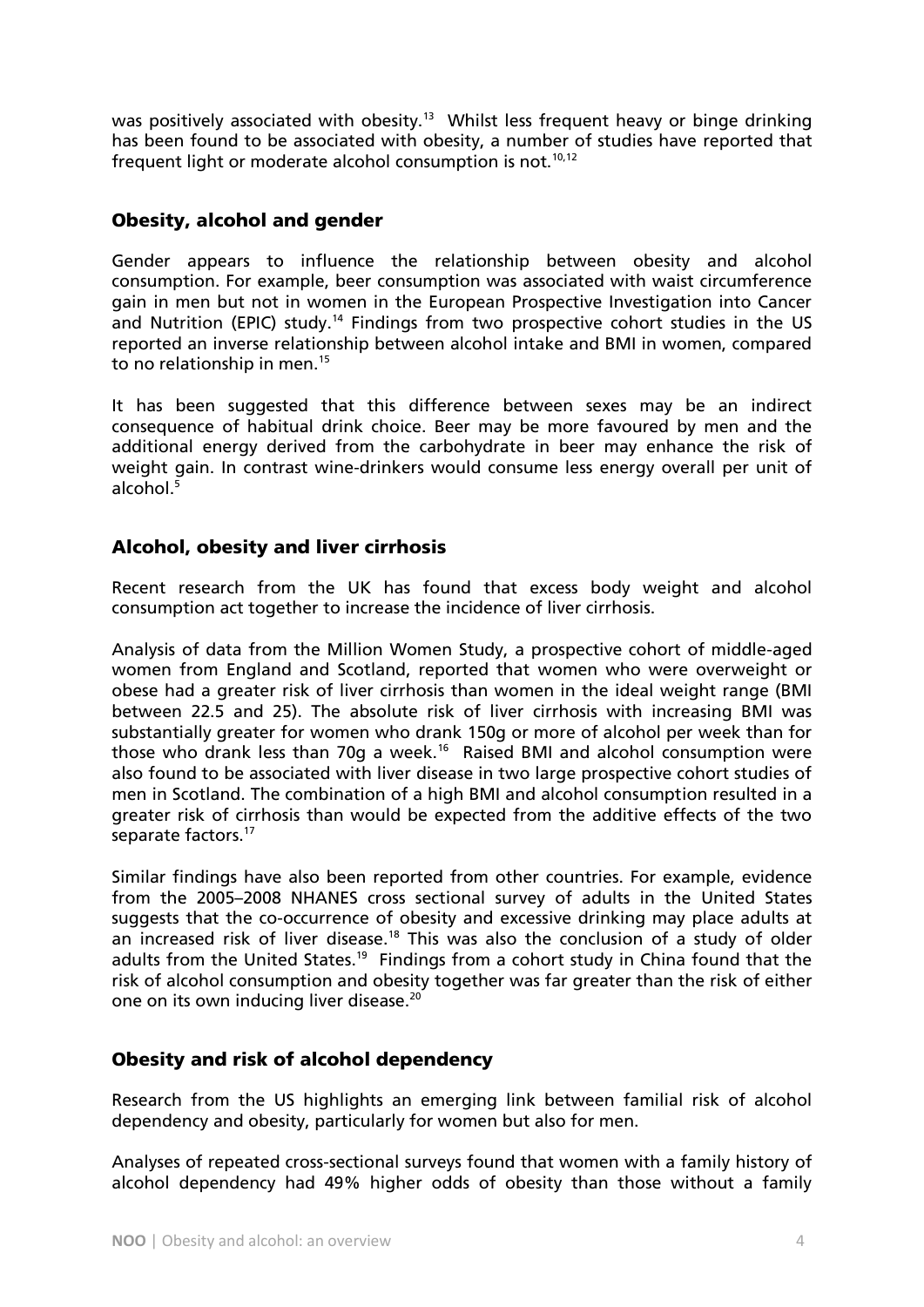was positively associated with obesity.[13] Whilst less frequent heavy or binge drinking has been found to be associated with obesity, a number of studies have reported that frequent light or moderate alcohol consumption is not.[10,12]

## Obesity, alcohol and gender

Gender appears to influence the relationship between obesity and alcohol consumption. For example, beer consumption was associated with waist circumference gain in men but not in women in the European Prospective Investigation into Cancer and Nutrition (EPIC) study.[14] Findings from two prospective cohort studies in the US reported an inverse relationship between alcohol intake and BMI in women, compared to no relationship in men.[15]

It has been suggested that this difference between sexes may be an indirect consequence of habitual drink choice. Beer may be more favoured by men and the additional energy derived from the carbohydrate in beer may enhance the risk of weight gain. In contrast wine-drinkers would consume less energy overall per unit of alcohol.[5]

## Alcohol, obesity and liver cirrhosis

Recent research from the UK has found that excess body weight and alcohol consumption act together to increase the incidence of liver cirrhosis.

Analysis of data from the Million Women Study, a prospective cohort of middle-aged women from England and Scotland, reported that women who were overweight or obese had a greater risk of liver cirrhosis than women in the ideal weight range (BMI between 22.5 and 25). The absolute risk of liver cirrhosis with increasing BMI was substantially greater for women who drank 150g or more of alcohol per week than for those who drank less than 70g a week.[16] Raised BMI and alcohol consumption were also found to be associated with liver disease in two large prospective cohort studies of men in Scotland. The combination of a high BMI and alcohol consumption resulted in a greater risk of cirrhosis than would be expected from the additive effects of the two separate factors.[17]

Similar findings have also been reported from other countries. For example, evidence from the 2005–2008 NHANES cross sectional survey of adults in the United States suggests that the co-occurrence of obesity and excessive drinking may place adults at an increased risk of liver disease.[18] This was also the conclusion of a study of older adults from the United States.[19] Findings from a cohort study in China found that the risk of alcohol consumption and obesity together was far greater than the risk of either one on its own inducing liver disease.[20]

## Obesity and risk of alcohol dependency

Research from the US highlights an emerging link between familial risk of alcohol dependency and obesity, particularly for women but also for men.

Analyses of repeated cross-sectional surveys found that women with a family history of alcohol dependency had 49% higher odds of obesity than those without a family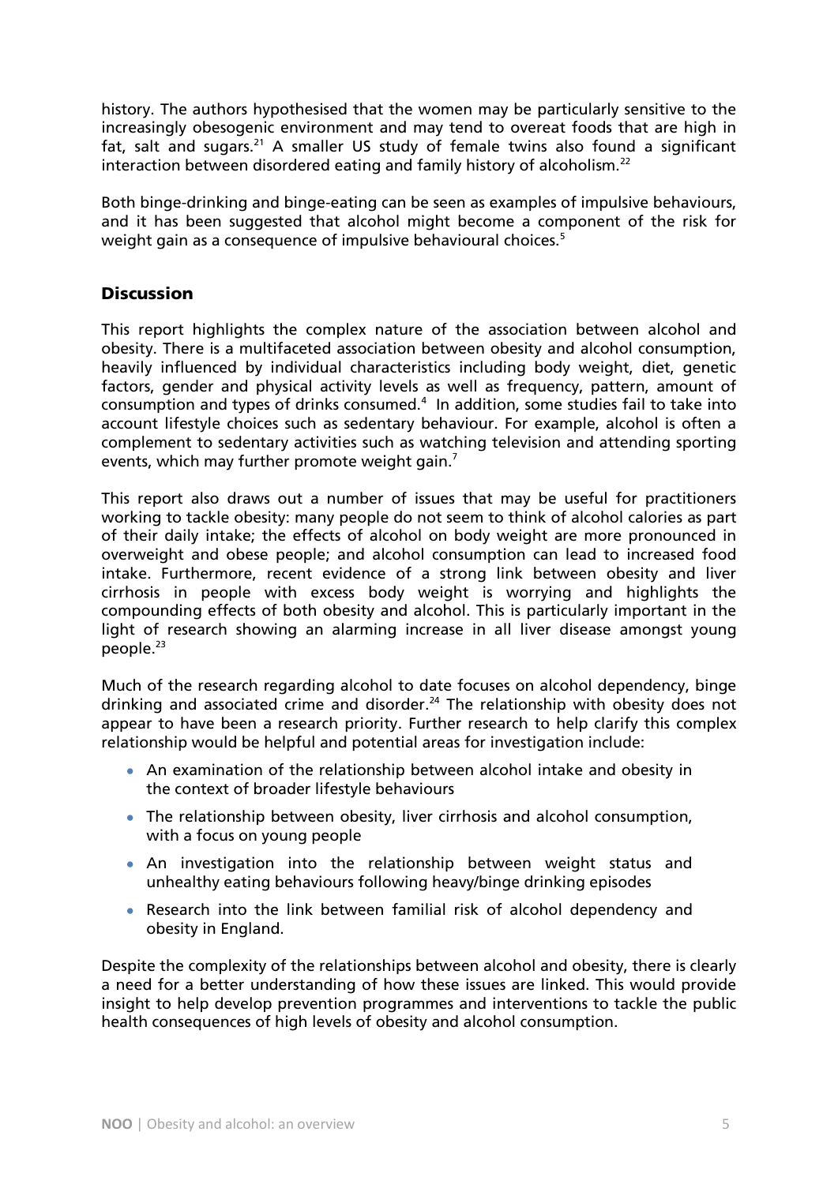history. The authors hypothesised that the women may be particularly sensitive to the increasingly obesogenic environment and may tend to overeat foods that are high in fat, salt and sugars.[21] A smaller US study of female twins also found a significant interaction between disordered eating and family history of alcoholism.[22]

Both binge-drinking and binge-eating can be seen as examples of impulsive behaviours, and it has been suggested that alcohol might become a component of the risk for weight gain as a consequence of impulsive behavioural choices.[5]

## Discussion

This report highlights the complex nature of the association between alcohol and obesity. There is a multifaceted association between obesity and alcohol consumption, heavily influenced by individual characteristics including body weight, diet, genetic factors, gender and physical activity levels as well as frequency, pattern, amount of consumption and types of drinks consumed.[4] In addition, some studies fail to take into account lifestyle choices such as sedentary behaviour. For example, alcohol is often a complement to sedentary activities such as watching television and attending sporting events, which may further promote weight gain.[7]

This report also draws out a number of issues that may be useful for practitioners working to tackle obesity: many people do not seem to think of alcohol calories as part of their daily intake; the effects of alcohol on body weight are more pronounced in overweight and obese people; and alcohol consumption can lead to increased food intake. Furthermore, recent evidence of a strong link between obesity and liver cirrhosis in people with excess body weight is worrying and highlights the compounding effects of both obesity and alcohol. This is particularly important in the light of research showing an alarming increase in all liver disease amongst young people.[23]

Much of the research regarding alcohol to date focuses on alcohol dependency, binge drinking and associated crime and disorder.[24] The relationship with obesity does not appear to have been a research priority. Further research to help clarify this complex relationship would be helpful and potential areas for investigation include:

- An examination of the relationship between alcohol intake and obesity in the context of broader lifestyle behaviours
- The relationship between obesity, liver cirrhosis and alcohol consumption, with a focus on young people
- An investigation into the relationship between weight status and unhealthy eating behaviours following heavy/binge drinking episodes
- Research into the link between familial risk of alcohol dependency and obesity in England.

Despite the complexity of the relationships between alcohol and obesity, there is clearly a need for a better understanding of how these issues are linked. This would provide insight to help develop prevention programmes and interventions to tackle the public health consequences of high levels of obesity and alcohol consumption.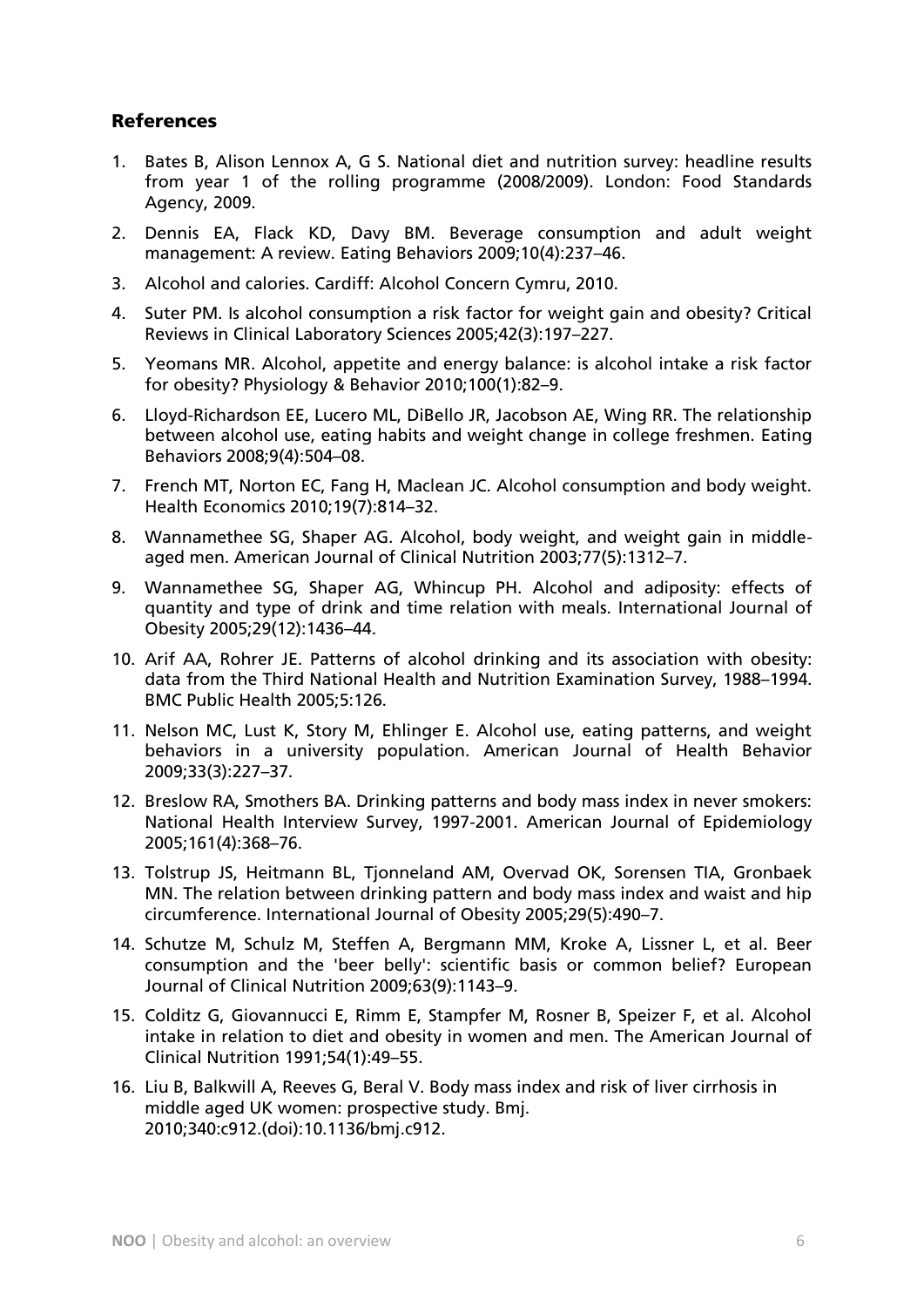## References

1. Bates B, Alison Lennox A, G S. National diet and nutrition survey: headline results from year 1 of the rolling programme (2008/2009). London: Food Standards Agency, 2009.
2. Dennis EA, Flack KD, Davy BM. Beverage consumption and adult weight management: A review. Eating Behaviors 2009;10(4):237–46.
3. Alcohol and calories. Cardiff: Alcohol Concern Cymru, 2010.
4. Suter PM. Is alcohol consumption a risk factor for weight gain and obesity? Critical Reviews in Clinical Laboratory Sciences 2005;42(3):197–227.
5. Yeomans MR. Alcohol, appetite and energy balance: is alcohol intake a risk factor for obesity? Physiology & Behavior 2010;100(1):82–9.
6. Lloyd-Richardson EE, Lucero ML, DiBello JR, Jacobson AE, Wing RR. The relationship between alcohol use, eating habits and weight change in college freshmen. Eating Behaviors 2008;9(4):504–08.
7. French MT, Norton EC, Fang H, Maclean JC. Alcohol consumption and body weight. Health Economics 2010;19(7):814–32.
8. Wannamethee SG, Shaper AG. Alcohol, body weight, and weight gain in middle-aged men. American Journal of Clinical Nutrition 2003;77(5):1312–7.
9. Wannamethee SG, Shaper AG, Whincup PH. Alcohol and adiposity: effects of quantity and type of drink and time relation with meals. International Journal of Obesity 2005;29(12):1436–44.
10. Arif AA, Rohrer JE. Patterns of alcohol drinking and its association with obesity: data from the Third National Health and Nutrition Examination Survey, 1988–1994. BMC Public Health 2005;5:126.
11. Nelson MC, Lust K, Story M, Ehlinger E. Alcohol use, eating patterns, and weight behaviors in a university population. American Journal of Health Behavior 2009;33(3):227–37.
12. Breslow RA, Smothers BA. Drinking patterns and body mass index in never smokers: National Health Interview Survey, 1997-2001. American Journal of Epidemiology 2005;161(4):368–76.
13. Tolstrup JS, Heitmann BL, Tjonneland AM, Overvad OK, Sorensen TIA, Gronbaek MN. The relation between drinking pattern and body mass index and waist and hip circumference. International Journal of Obesity 2005;29(5):490–7.
14. Schutze M, Schulz M, Steffen A, Bergmann MM, Kroke A, Lissner L, et al. Beer consumption and the 'beer belly': scientific basis or common belief? European Journal of Clinical Nutrition 2009;63(9):1143–9.
15. Colditz G, Giovannucci E, Rimm E, Stampfer M, Rosner B, Speizer F, et al. Alcohol intake in relation to diet and obesity in women and men. The American Journal of Clinical Nutrition 1991;54(1):49–55.
16. Liu B, Balkwill A, Reeves G, Beral V. Body mass index and risk of liver cirrhosis in middle aged UK women: prospective study. Bmj. 2010;340:c912.(doi):10.1136/bmj.c912.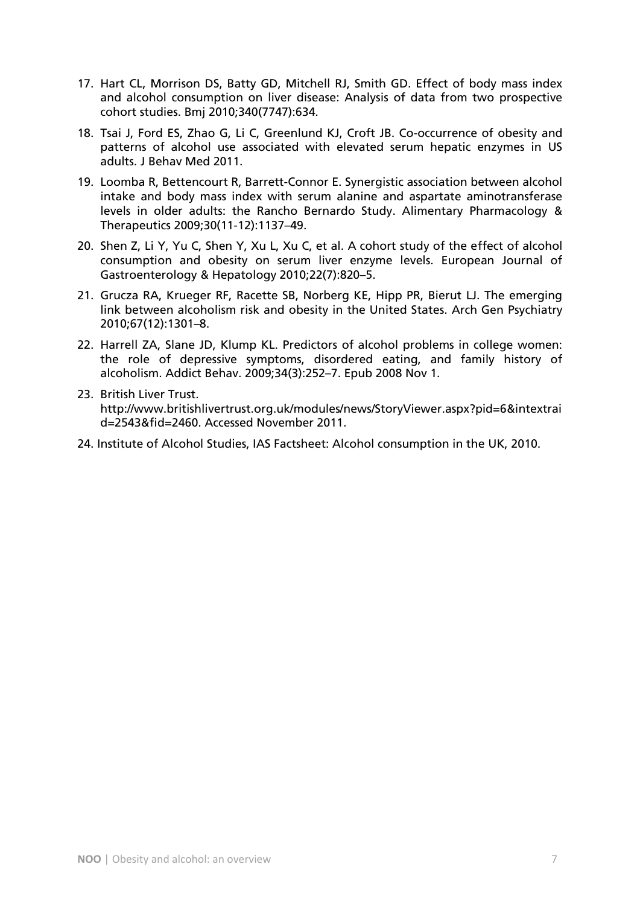17. Hart CL, Morrison DS, Batty GD, Mitchell RJ, Smith GD. Effect of body mass index and alcohol consumption on liver disease: Analysis of data from two prospective cohort studies. Bmj 2010;340(7747):634.

18. Tsai J, Ford ES, Zhao G, Li C, Greenlund KJ, Croft JB. Co-occurrence of obesity and patterns of alcohol use associated with elevated serum hepatic enzymes in US adults. J Behav Med 2011.

19. Loomba R, Bettencourt R, Barrett-Connor E. Synergistic association between alcohol intake and body mass index with serum alanine and aspartate aminotransferase levels in older adults: the Rancho Bernardo Study. Alimentary Pharmacology & Therapeutics 2009;30(11-12):1137–49.

20. Shen Z, Li Y, Yu C, Shen Y, Xu L, Xu C, et al. A cohort study of the effect of alcohol consumption and obesity on serum liver enzyme levels. European Journal of Gastroenterology & Hepatology 2010;22(7):820–5.

21. Grucza RA, Krueger RF, Racette SB, Norberg KE, Hipp PR, Bierut LJ. The emerging link between alcoholism risk and obesity in the United States. Arch Gen Psychiatry 2010;67(12):1301–8.

22. Harrell ZA, Slane JD, Klump KL. Predictors of alcohol problems in college women: the role of depressive symptoms, disordered eating, and family history of alcoholism. Addict Behav. 2009;34(3):252–7. Epub 2008 Nov 1.

23. British Liver Trust. http://www.britishlivertrust.org.uk/modules/news/StoryViewer.aspx?pid=6&intextraid=2543&fid=2460. Accessed November 2011.

24. Institute of Alcohol Studies, IAS Factsheet: Alcohol consumption in the UK, 2010.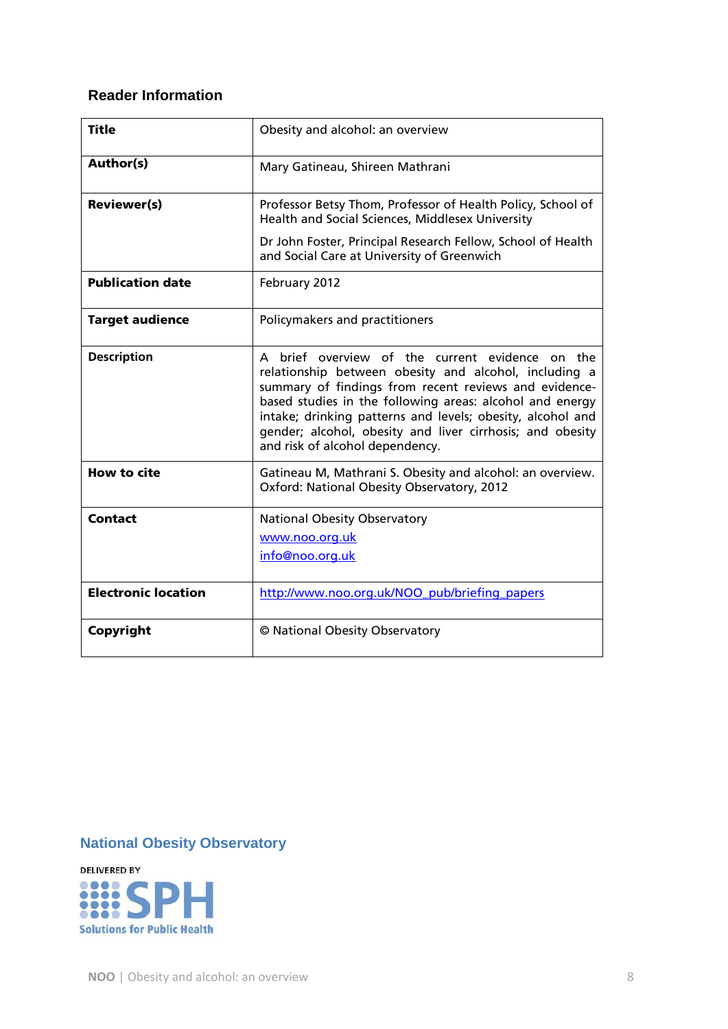## Reader Information

| | |
|---|---|
| **Title** | Obesity and alcohol: an overview |
| **Author(s)** | Mary Gatineau, Shireen Mathrani |
| **Reviewer(s)** | Professor Betsy Thom, Professor of Health Policy, School of Health and Social Sciences, Middlesex University<br><br>Dr John Foster, Principal Research Fellow, School of Health and Social Care at University of Greenwich |
| **Publication date** | February 2012 |
| **Target audience** | Policymakers and practitioners |
| **Description** | A brief overview of the current evidence on the relationship between obesity and alcohol, including a summary of findings from recent reviews and evidence-based studies in the following areas: alcohol and energy intake; drinking patterns and levels; obesity, alcohol and gender; alcohol, obesity and liver cirrhosis; and obesity and risk of alcohol dependency. |
| **How to cite** | Gatineau M, Mathrani S. Obesity and alcohol: an overview. Oxford: National Obesity Observatory, 2012 |
| **Contact** | National Obesity Observatory<br>www.noo.org.uk<br>info@noo.org.uk |
| **Electronic location** | http://www.noo.org.uk/NOO_pub/briefing_papers |
| **Copyright** | © National Obesity Observatory |

**National Obesity Observatory**

DELIVERED BY

SPH

Solutions for Public Health